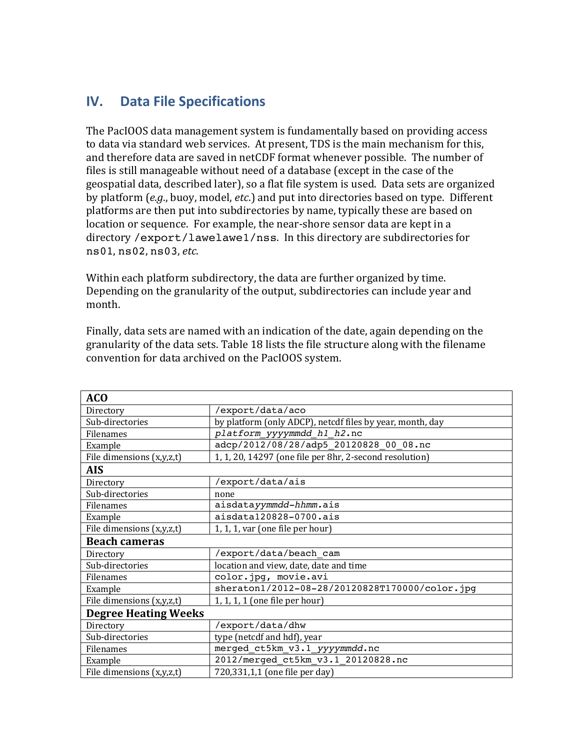## IV. Data File Specifications

The PacIOOS data management system is fundamentally based on providing access to data via standard web services. At present, TDS is the main mechanism for this, and therefore data are saved in netCDF format whenever possible. The number of files is still manageable without need of a database (except in the case of the geospatial data, described later), so a flat file system is used. Data sets are organized by platform (*e.g.*, buoy, model, *etc.*) and put into directories based on type. Different platforms are then put into subdirectories by name, typically these are based on location or sequence. For example, the near-shore sensor data are kept in a directory `/export/lawelawe1/nss`. In this directory are subdirectories for `ns01`, `ns02`, `ns03`, *etc*.

Within each platform subdirectory, the data are further organized by time. Depending on the granularity of the output, subdirectories can include year and month.

Finally, data sets are named with an indication of the date, again depending on the granularity of the data sets. Table 18 lists the file structure along with the filename convention for data archived on the PacIOOS system.

| **ACO** | |
|---|---|
| Directory | `/export/data/aco` |
| Sub-directories | by platform (only ADCP), netcdf files by year, month, day |
| Filenames | `platform_yyyymmdd_h1_h2.nc` |
| Example | `adcp/2012/08/28/adp5_20120828_00_08.nc` |
| File dimensions (x,y,z,t) | 1, 1, 20, 14297 (one file per 8hr, 2-second resolution) |
| **AIS** | |
| Directory | `/export/data/ais` |
| Sub-directories | none |
| Filenames | `aisdatayymmdd-hhmm.ais` |
| Example | `aisdata120828-0700.ais` |
| File dimensions (x,y,z,t) | 1, 1, 1, var (one file per hour) |
| **Beach cameras** | |
| Directory | `/export/data/beach_cam` |
| Sub-directories | location and view, date, date and time |
| Filenames | `color.jpg, movie.avi` |
| Example | `sheraton1/2012-08-28/20120828T170000/color.jpg` |
| File dimensions (x,y,z,t) | 1, 1, 1, 1 (one file per hour) |
| **Degree Heating Weeks** | |
| Directory | `/export/data/dhw` |
| Sub-directories | type (netcdf and hdf), year |
| Filenames | `merged_ct5km_v3.1_yyyymmdd.nc` |
| Example | `2012/merged_ct5km_v3.1_20120828.nc` |
| File dimensions (x,y,z,t) | 720,331,1,1 (one file per day) |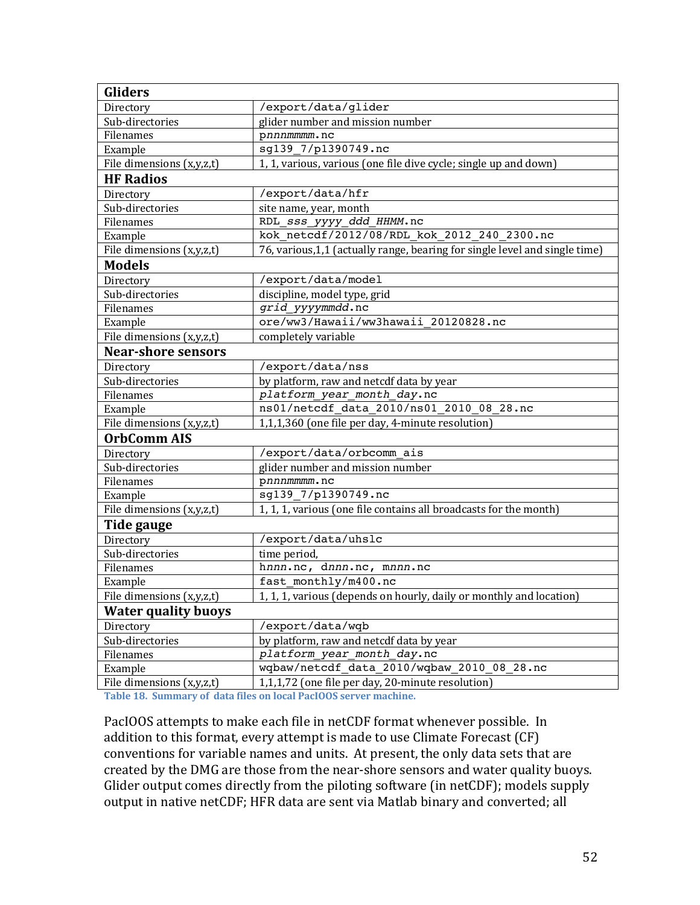| **Gliders** | |
|---|---|
| Directory | `/export/data/glider` |
| Sub-directories | glider number and mission number |
| Filenames | p*nnnmmmm*.nc |
| Example | `sg139_7/p1390749.nc` |
| File dimensions (x,y,z,t) | 1, 1, various, various (one file dive cycle; single up and down) |
| **HF Radios** | |
| Directory | `/export/data/hfr` |
| Sub-directories | site name, year, month |
| Filenames | RDL_*sss_yyyy_ddd_HHMM*.nc |
| Example | `kok_netcdf/2012/08/RDL_kok_2012_240_2300.nc` |
| File dimensions (x,y,z,t) | 76, various,1,1 (actually range, bearing for single level and single time) |
| **Models** | |
| Directory | `/export/data/model` |
| Sub-directories | discipline, model type, grid |
| Filenames | *grid_yyyymmdd*.nc |
| Example | `ore/ww3/Hawaii/ww3hawaii_20120828.nc` |
| File dimensions (x,y,z,t) | completely variable |
| **Near-shore sensors** | |
| Directory | `/export/data/nss` |
| Sub-directories | by platform, raw and netcdf data by year |
| Filenames | *platform_year_month_day*.nc |
| Example | `ns01/netcdf_data_2010/ns01_2010_08_28.nc` |
| File dimensions (x,y,z,t) | 1,1,1,360 (one file per day, 4-minute resolution) |
| **OrbComm AIS** | |
| Directory | `/export/data/orbcomm_ais` |
| Sub-directories | glider number and mission number |
| Filenames | p*nnnmmmm*.nc |
| Example | `sg139_7/p1390749.nc` |
| File dimensions (x,y,z,t) | 1, 1, 1, various (one file contains all broadcasts for the month) |
| **Tide gauge** | |
| Directory | `/export/data/uhslc` |
| Sub-directories | time period, |
| Filenames | h*nnn*.nc, d*nnn*.nc, m*nnn*.nc |
| Example | `fast_monthly/m400.nc` |
| File dimensions (x,y,z,t) | 1, 1, 1, various (depends on hourly, daily or monthly and location) |
| **Water quality buoys** | |
| Directory | `/export/data/wqb` |
| Sub-directories | by platform, raw and netcdf data by year |
| Filenames | *platform_year_month_day*.nc |
| Example | `wqbaw/netcdf_data_2010/wqbaw_2010_08_28.nc` |
| File dimensions (x,y,z,t) | 1,1,1,72 (one file per day, 20-minute resolution) |

**Table 18. Summary of data files on local PacIOOS server machine.**

PacIOOS attempts to make each file in netCDF format whenever possible. In addition to this format, every attempt is made to use Climate Forecast (CF) conventions for variable names and units. At present, the only data sets that are created by the DMG are those from the near-shore sensors and water quality buoys. Glider output comes directly from the piloting software (in netCDF); models supply output in native netCDF; HFR data are sent via Matlab binary and converted; all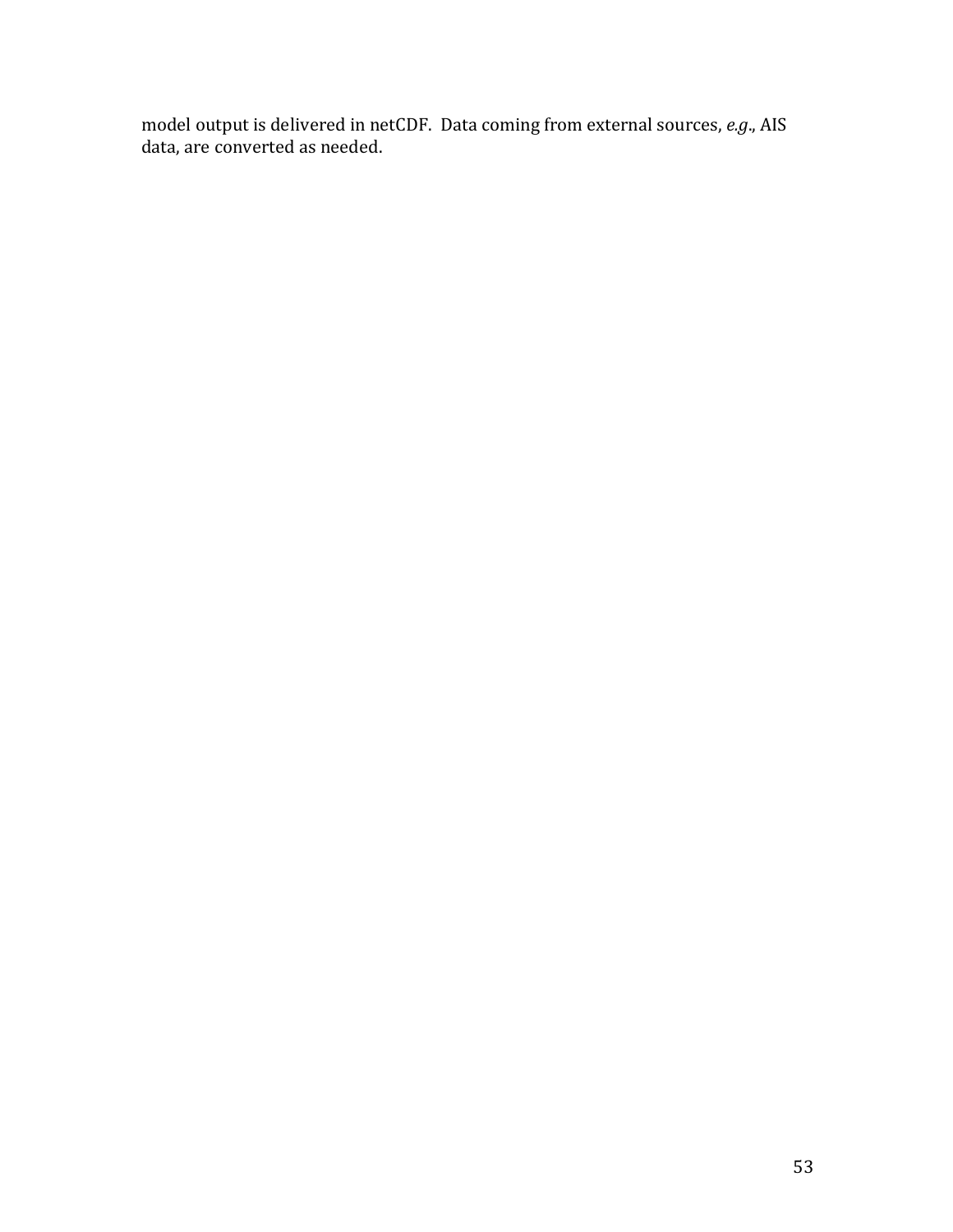model output is delivered in netCDF. Data coming from external sources, *e.g.*, AIS data, are converted as needed.